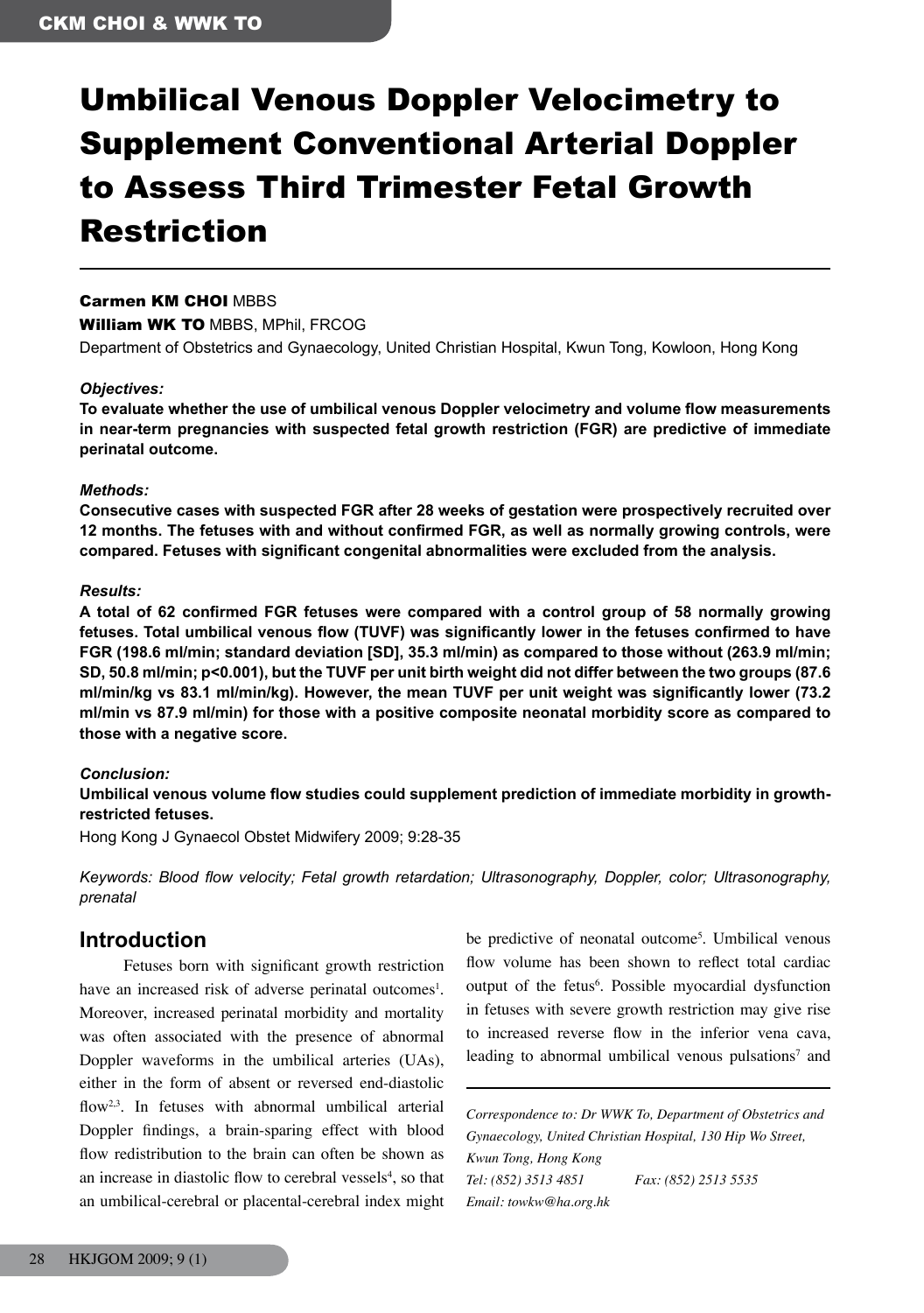# Umbilical Venous Doppler Velocimetry to Supplement Conventional Arterial Doppler to Assess Third Trimester Fetal Growth Restriction

**Carmen KM CHOI** MBBS

**William WK TO** MBBS, MPhil, FRCOG

Department of Obstetrics and Gynaecology, United Christian Hospital, Kwun Tong, Kowloon, Hong Kong

***Objectives:***

**To evaluate whether the use of umbilical venous Doppler velocimetry and volume flow measurements in near-term pregnancies with suspected fetal growth restriction (FGR) are predictive of immediate perinatal outcome.**

***Methods:***

**Consecutive cases with suspected FGR after 28 weeks of gestation were prospectively recruited over 12 months. The fetuses with and without confirmed FGR, as well as normally growing controls, were compared. Fetuses with significant congenital abnormalities were excluded from the analysis.**

***Results:***

**A total of 62 confirmed FGR fetuses were compared with a control group of 58 normally growing fetuses. Total umbilical venous flow (TUVF) was significantly lower in the fetuses confirmed to have FGR (198.6 ml/min; standard deviation [SD], 35.3 ml/min) as compared to those without (263.9 ml/min; SD, 50.8 ml/min; p<0.001), but the TUVF per unit birth weight did not differ between the two groups (87.6 ml/min/kg vs 83.1 ml/min/kg). However, the mean TUVF per unit weight was significantly lower (73.2 ml/min vs 87.9 ml/min) for those with a positive composite neonatal morbidity score as compared to those with a negative score.**

***Conclusion:***

**Umbilical venous volume flow studies could supplement prediction of immediate morbidity in growth-restricted fetuses.**

Hong Kong J Gynaecol Obstet Midwifery 2009; 9:28-35

*Keywords: Blood flow velocity; Fetal growth retardation; Ultrasonography, Doppler, color; Ultrasonography, prenatal*

## Introduction

Fetuses born with significant growth restriction have an increased risk of adverse perinatal outcomes[1]. Moreover, increased perinatal morbidity and mortality was often associated with the presence of abnormal Doppler waveforms in the umbilical arteries (UAs), either in the form of absent or reversed end-diastolic flow[2,3]. In fetuses with abnormal umbilical arterial Doppler findings, a brain-sparing effect with blood flow redistribution to the brain can often be shown as an increase in diastolic flow to cerebral vessels[4], so that an umbilical-cerebral or placental-cerebral index might be predictive of neonatal outcome[5]. Umbilical venous flow volume has been shown to reflect total cardiac output of the fetus[6]. Possible myocardial dysfunction in fetuses with severe growth restriction may give rise to increased reverse flow in the inferior vena cava, leading to abnormal umbilical venous pulsations[7] and

*Correspondence to: Dr WWK To, Department of Obstetrics and Gynaecology, United Christian Hospital, 130 Hip Wo Street, Kwun Tong, Hong Kong*

*Tel: (852) 3513 4851 Fax: (852) 2513 5535*

*Email: towkw@ha.org.hk*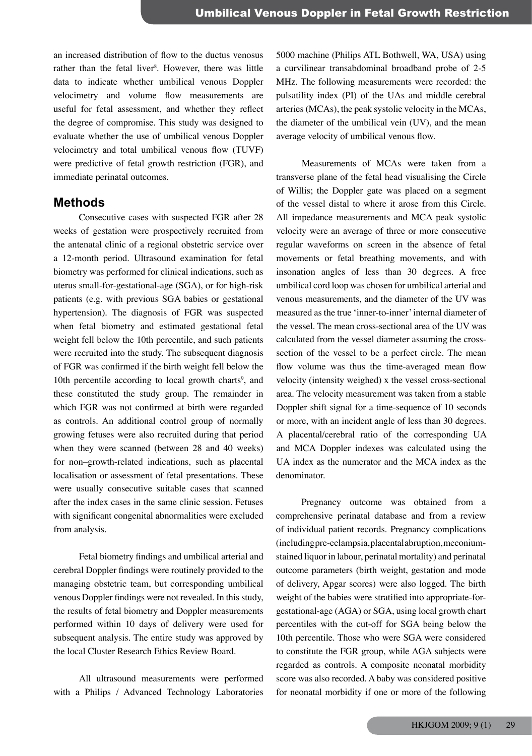an increased distribution of flow to the ductus venosus rather than the fetal liver[8]. However, there was little data to indicate whether umbilical venous Doppler velocimetry and volume flow measurements are useful for fetal assessment, and whether they reflect the degree of compromise. This study was designed to evaluate whether the use of umbilical venous Doppler velocimetry and total umbilical venous flow (TUVF) were predictive of fetal growth restriction (FGR), and immediate perinatal outcomes.

## Methods

Consecutive cases with suspected FGR after 28 weeks of gestation were prospectively recruited from the antenatal clinic of a regional obstetric service over a 12-month period. Ultrasound examination for fetal biometry was performed for clinical indications, such as uterus small-for-gestational-age (SGA), or for high-risk patients (e.g. with previous SGA babies or gestational hypertension). The diagnosis of FGR was suspected when fetal biometry and estimated gestational fetal weight fell below the 10th percentile, and such patients were recruited into the study. The subsequent diagnosis of FGR was confirmed if the birth weight fell below the 10th percentile according to local growth charts[9], and these constituted the study group. The remainder in which FGR was not confirmed at birth were regarded as controls. An additional control group of normally growing fetuses were also recruited during that period when they were scanned (between 28 and 40 weeks) for non–growth-related indications, such as placental localisation or assessment of fetal presentations. These were usually consecutive suitable cases that scanned after the index cases in the same clinic session. Fetuses with significant congenital abnormalities were excluded from analysis.

Fetal biometry findings and umbilical arterial and cerebral Doppler findings were routinely provided to the managing obstetric team, but corresponding umbilical venous Doppler findings were not revealed. In this study, the results of fetal biometry and Doppler measurements performed within 10 days of delivery were used for subsequent analysis. The entire study was approved by the local Cluster Research Ethics Review Board.

All ultrasound measurements were performed with a Philips / Advanced Technology Laboratories 5000 machine (Philips ATL Bothwell, WA, USA) using a curvilinear transabdominal broadband probe of 2-5 MHz. The following measurements were recorded: the pulsatility index (PI) of the UAs and middle cerebral arteries (MCAs), the peak systolic velocity in the MCAs, the diameter of the umbilical vein (UV), and the mean average velocity of umbilical venous flow.

Measurements of MCAs were taken from a transverse plane of the fetal head visualising the Circle of Willis; the Doppler gate was placed on a segment of the vessel distal to where it arose from this Circle. All impedance measurements and MCA peak systolic velocity were an average of three or more consecutive regular waveforms on screen in the absence of fetal movements or fetal breathing movements, and with insonation angles of less than 30 degrees. A free umbilical cord loop was chosen for umbilical arterial and venous measurements, and the diameter of the UV was measured as the true 'inner-to-inner' internal diameter of the vessel. The mean cross-sectional area of the UV was calculated from the vessel diameter assuming the cross-section of the vessel to be a perfect circle. The mean flow volume was thus the time-averaged mean flow velocity (intensity weighed) x the vessel cross-sectional area. The velocity measurement was taken from a stable Doppler shift signal for a time-sequence of 10 seconds or more, with an incident angle of less than 30 degrees. A placental/cerebral ratio of the corresponding UA and MCA Doppler indexes was calculated using the UA index as the numerator and the MCA index as the denominator.

Pregnancy outcome was obtained from a comprehensive perinatal database and from a review of individual patient records. Pregnancy complications (including pre-eclampsia, placental abruption, meconium-stained liquor in labour, perinatal mortality) and perinatal outcome parameters (birth weight, gestation and mode of delivery, Apgar scores) were also logged. The birth weight of the babies were stratified into appropriate-for-gestational-age (AGA) or SGA, using local growth chart percentiles with the cut-off for SGA being below the 10th percentile. Those who were SGA were considered to constitute the FGR group, while AGA subjects were regarded as controls. A composite neonatal morbidity score was also recorded. A baby was considered positive for neonatal morbidity if one or more of the following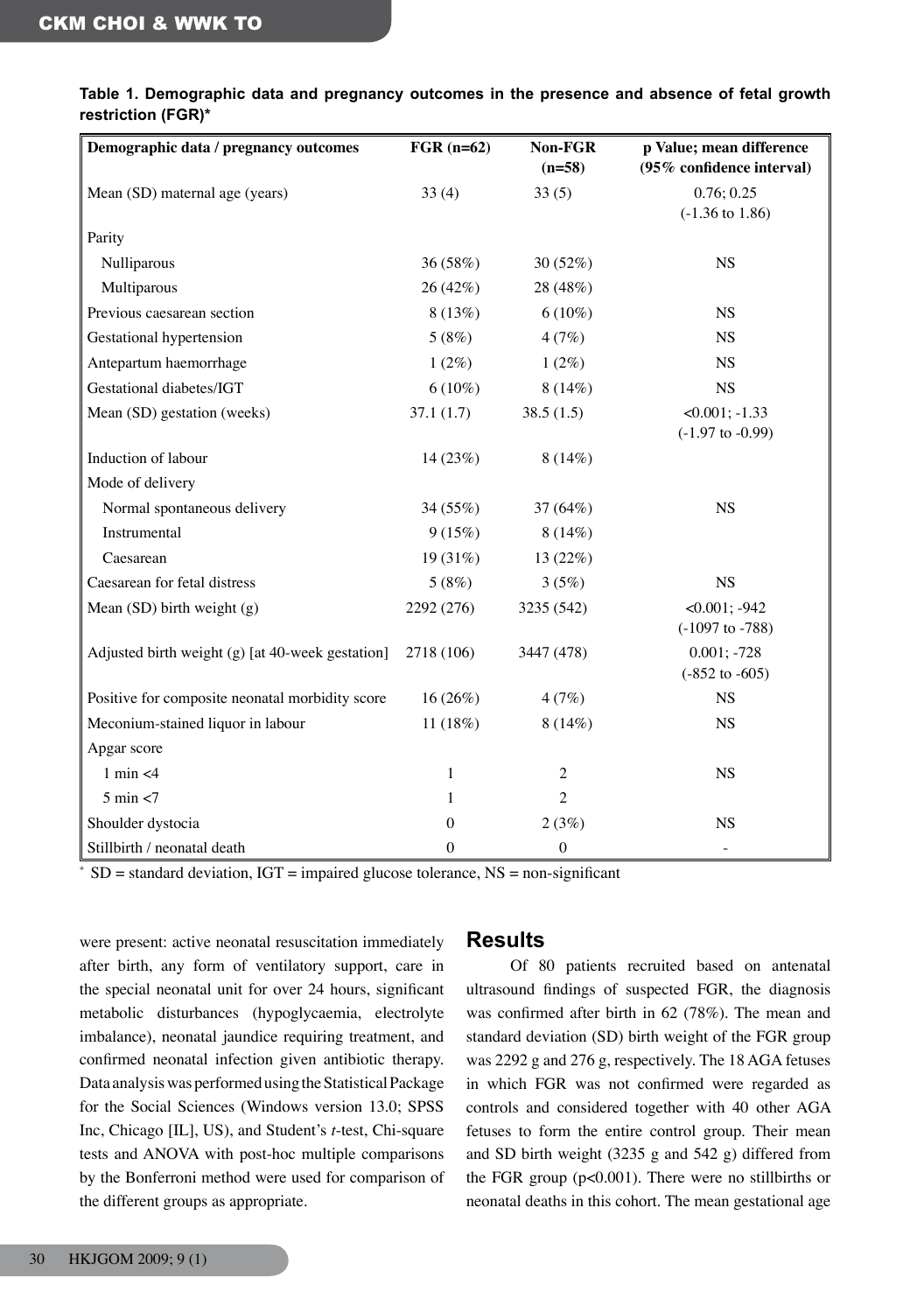**Table 1. Demographic data and pregnancy outcomes in the presence and absence of fetal growth restriction (FGR)***

| Demographic data / pregnancy outcomes | FGR (n=62) | Non-FGR (n=58) | p Value; mean difference (95% confidence interval) |
|---|---|---|---|
| Mean (SD) maternal age (years) | 33 (4) | 33 (5) | 0.76; 0.25 (-1.36 to 1.86) |
| Parity | | | |
| Nulliparous | 36 (58%) | 30 (52%) | NS |
| Multiparous | 26 (42%) | 28 (48%) | |
| Previous caesarean section | 8 (13%) | 6 (10%) | NS |
| Gestational hypertension | 5 (8%) | 4 (7%) | NS |
| Antepartum haemorrhage | 1 (2%) | 1 (2%) | NS |
| Gestational diabetes/IGT | 6 (10%) | 8 (14%) | NS |
| Mean (SD) gestation (weeks) | 37.1 (1.7) | 38.5 (1.5) | <0.001; -1.33 (-1.97 to -0.99) |
| Induction of labour | 14 (23%) | 8 (14%) | |
| Mode of delivery | | | |
| Normal spontaneous delivery | 34 (55%) | 37 (64%) | NS |
| Instrumental | 9 (15%) | 8 (14%) | |
| Caesarean | 19 (31%) | 13 (22%) | |
| Caesarean for fetal distress | 5 (8%) | 3 (5%) | NS |
| Mean (SD) birth weight (g) | 2292 (276) | 3235 (542) | <0.001; -942 (-1097 to -788) |
| Adjusted birth weight (g) [at 40-week gestation] | 2718 (106) | 3447 (478) | 0.001; -728 (-852 to -605) |
| Positive for composite neonatal morbidity score | 16 (26%) | 4 (7%) | NS |
| Meconium-stained liquor in labour | 11 (18%) | 8 (14%) | NS |
| Apgar score | | | |
| 1 min <4 | 1 | 2 | NS |
| 5 min <7 | 1 | 2 | |
| Shoulder dystocia | 0 | 2 (3%) | NS |
| Stillbirth / neonatal death | 0 | 0 | - |

* SD = standard deviation, IGT = impaired glucose tolerance, NS = non-significant

were present: active neonatal resuscitation immediately after birth, any form of ventilatory support, care in the special neonatal unit for over 24 hours, significant metabolic disturbances (hypoglycaemia, electrolyte imbalance), neonatal jaundice requiring treatment, and confirmed neonatal infection given antibiotic therapy. Data analysis was performed using the Statistical Package for the Social Sciences (Windows version 13.0; SPSS Inc, Chicago [IL], US), and Student's *t*-test, Chi-square tests and ANOVA with post-hoc multiple comparisons by the Bonferroni method were used for comparison of the different groups as appropriate.

## Results

Of 80 patients recruited based on antenatal ultrasound findings of suspected FGR, the diagnosis was confirmed after birth in 62 (78%). The mean and standard deviation (SD) birth weight of the FGR group was 2292 g and 276 g, respectively. The 18 AGA fetuses in which FGR was not confirmed were regarded as controls and considered together with 40 other AGA fetuses to form the entire control group. Their mean and SD birth weight (3235 g and 542 g) differed from the FGR group ($p<0.001$). There were no stillbirths or neonatal deaths in this cohort. The mean gestational age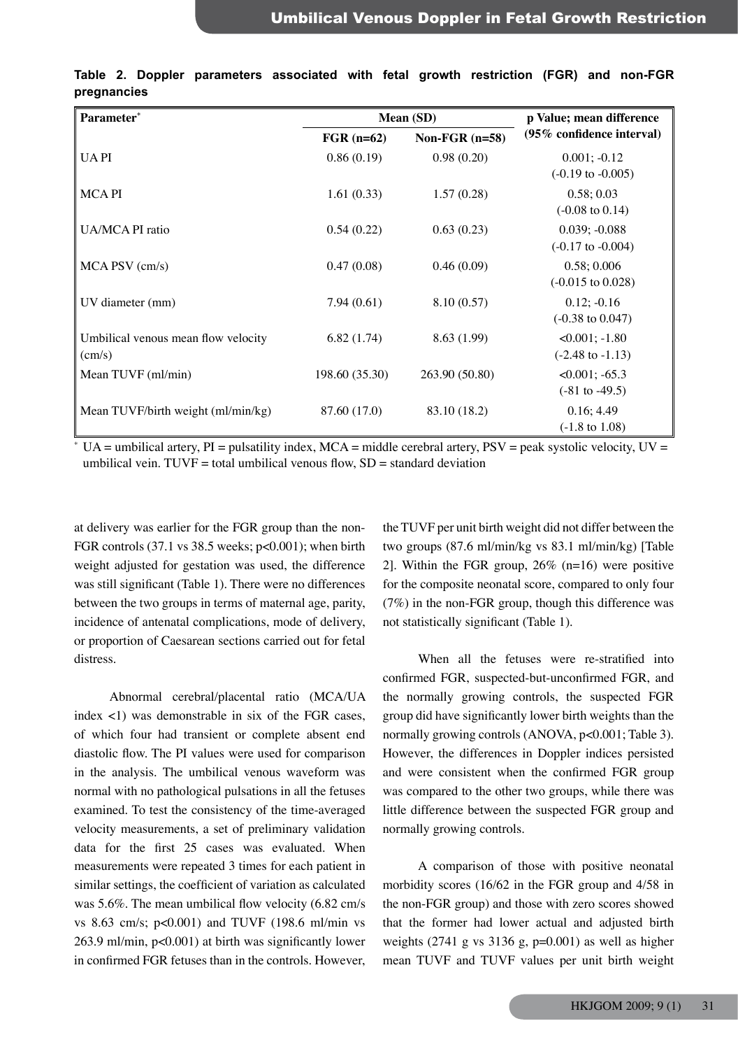**Table 2. Doppler parameters associated with fetal growth restriction (FGR) and non-FGR pregnancies**

| Parameter* | Mean (SD) | | p Value; mean difference (95% confidence interval) |
|---|---|---|---|
| | FGR (n=62) | Non-FGR (n=58) | |
| UA PI | 0.86 (0.19) | 0.98 (0.20) | 0.001; -0.12 (-0.19 to -0.005) |
| MCA PI | 1.61 (0.33) | 1.57 (0.28) | 0.58; 0.03 (-0.08 to 0.14) |
| UA/MCA PI ratio | 0.54 (0.22) | 0.63 (0.23) | 0.039; -0.088 (-0.17 to -0.004) |
| MCA PSV (cm/s) | 0.47 (0.08) | 0.46 (0.09) | 0.58; 0.006 (-0.015 to 0.028) |
| UV diameter (mm) | 7.94 (0.61) | 8.10 (0.57) | 0.12; -0.16 (-0.38 to 0.047) |
| Umbilical venous mean flow velocity (cm/s) | 6.82 (1.74) | 8.63 (1.99) | <0.001; -1.80 (-2.48 to -1.13) |
| Mean TUVF (ml/min) | 198.60 (35.30) | 263.90 (50.80) | <0.001; -65.3 (-81 to -49.5) |
| Mean TUVF/birth weight (ml/min/kg) | 87.60 (17.0) | 83.10 (18.2) | 0.16; 4.49 (-1.8 to 1.08) |

* UA = umbilical artery, PI = pulsatility index, MCA = middle cerebral artery, PSV = peak systolic velocity, UV = umbilical vein. TUVF = total umbilical venous flow, SD = standard deviation

at delivery was earlier for the FGR group than the non-FGR controls (37.1 vs 38.5 weeks; p<0.001); when birth weight adjusted for gestation was used, the difference was still significant (Table 1). There were no differences between the two groups in terms of maternal age, parity, incidence of antenatal complications, mode of delivery, or proportion of Caesarean sections carried out for fetal distress.

Abnormal cerebral/placental ratio (MCA/UA index <1) was demonstrable in six of the FGR cases, of which four had transient or complete absent end diastolic flow. The PI values were used for comparison in the analysis. The umbilical venous waveform was normal with no pathological pulsations in all the fetuses examined. To test the consistency of the time-averaged velocity measurements, a set of preliminary validation data for the first 25 cases was evaluated. When measurements were repeated 3 times for each patient in similar settings, the coefficient of variation as calculated was 5.6%. The mean umbilical flow velocity (6.82 cm/s vs 8.63 cm/s; p<0.001) and TUVF (198.6 ml/min vs 263.9 ml/min, p<0.001) at birth was significantly lower in confirmed FGR fetuses than in the controls. However, the TUVF per unit birth weight did not differ between the two groups (87.6 ml/min/kg vs 83.1 ml/min/kg) [Table 2]. Within the FGR group, 26% (n=16) were positive for the composite neonatal score, compared to only four (7%) in the non-FGR group, though this difference was not statistically significant (Table 1).

When all the fetuses were re-stratified into confirmed FGR, suspected-but-unconfirmed FGR, and the normally growing controls, the suspected FGR group did have significantly lower birth weights than the normally growing controls (ANOVA, p<0.001; Table 3). However, the differences in Doppler indices persisted and were consistent when the confirmed FGR group was compared to the other two groups, while there was little difference between the suspected FGR group and normally growing controls.

A comparison of those with positive neonatal morbidity scores (16/62 in the FGR group and 4/58 in the non-FGR group) and those with zero scores showed that the former had lower actual and adjusted birth weights (2741 g vs 3136 g, p=0.001) as well as higher mean TUVF and TUVF values per unit birth weight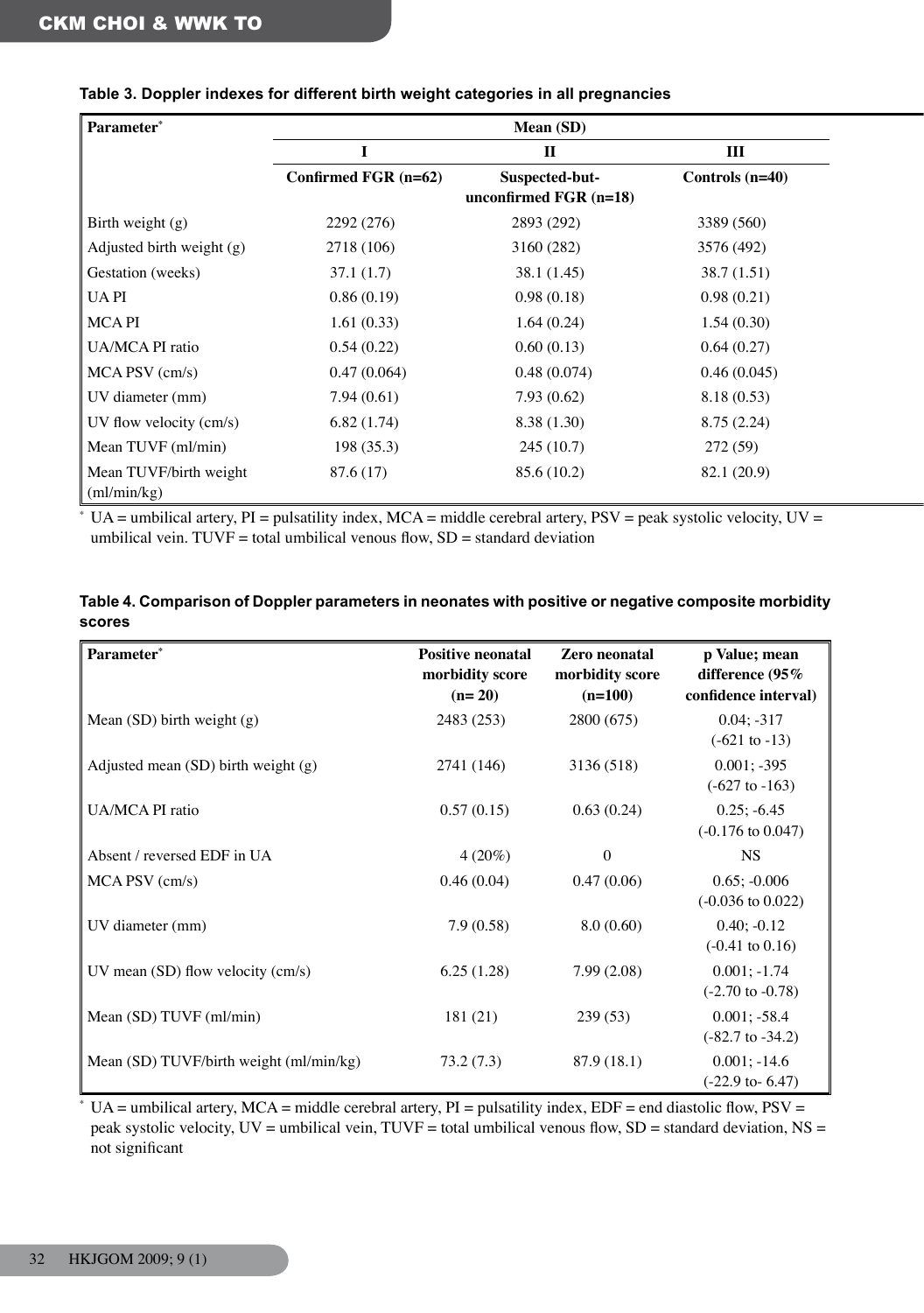**Table 3. Doppler indexes for different birth weight categories in all pregnancies**

| Parameter* | Mean (SD) | | |
|---|---|---|---|
| | I | II | III |
| | Confirmed FGR (n=62) | Suspected-but-unconfirmed FGR (n=18) | Controls (n=40) |
| Birth weight (g) | 2292 (276) | 2893 (292) | 3389 (560) |
| Adjusted birth weight (g) | 2718 (106) | 3160 (282) | 3576 (492) |
| Gestation (weeks) | 37.1 (1.7) | 38.1 (1.45) | 38.7 (1.51) |
| UA PI | 0.86 (0.19) | 0.98 (0.18) | 0.98 (0.21) |
| MCA PI | 1.61 (0.33) | 1.64 (0.24) | 1.54 (0.30) |
| UA/MCA PI ratio | 0.54 (0.22) | 0.60 (0.13) | 0.64 (0.27) |
| MCA PSV (cm/s) | 0.47 (0.064) | 0.48 (0.074) | 0.46 (0.045) |
| UV diameter (mm) | 7.94 (0.61) | 7.93 (0.62) | 8.18 (0.53) |
| UV flow velocity (cm/s) | 6.82 (1.74) | 8.38 (1.30) | 8.75 (2.24) |
| Mean TUVF (ml/min) | 198 (35.3) | 245 (10.7) | 272 (59) |
| Mean TUVF/birth weight (ml/min/kg) | 87.6 (17) | 85.6 (10.2) | 82.1 (20.9) |

* UA = umbilical artery, PI = pulsatility index, MCA = middle cerebral artery, PSV = peak systolic velocity, UV = umbilical vein. TUVF = total umbilical venous flow, SD = standard deviation

**Table 4. Comparison of Doppler parameters in neonates with positive or negative composite morbidity scores**

| Parameter* | Positive neonatal morbidity score (n= 20) | Zero neonatal morbidity score (n=100) | p Value; mean difference (95% confidence interval) |
|---|---|---|---|
| Mean (SD) birth weight (g) | 2483 (253) | 2800 (675) | 0.04; -317 (-621 to -13) |
| Adjusted mean (SD) birth weight (g) | 2741 (146) | 3136 (518) | 0.001; -395 (-627 to -163) |
| UA/MCA PI ratio | 0.57 (0.15) | 0.63 (0.24) | 0.25; -6.45 (-0.176 to 0.047) |
| Absent / reversed EDF in UA | 4 (20%) | 0 | NS |
| MCA PSV (cm/s) | 0.46 (0.04) | 0.47 (0.06) | 0.65; -0.006 (-0.036 to 0.022) |
| UV diameter (mm) | 7.9 (0.58) | 8.0 (0.60) | 0.40; -0.12 (-0.41 to 0.16) |
| UV mean (SD) flow velocity (cm/s) | 6.25 (1.28) | 7.99 (2.08) | 0.001; -1.74 (-2.70 to -0.78) |
| Mean (SD) TUVF (ml/min) | 181 (21) | 239 (53) | 0.001; -58.4 (-82.7 to -34.2) |
| Mean (SD) TUVF/birth weight (ml/min/kg) | 73.2 (7.3) | 87.9 (18.1) | 0.001; -14.6 (-22.9 to- 6.47) |

* UA = umbilical artery, MCA = middle cerebral artery, PI = pulsatility index, EDF = end diastolic flow, PSV = peak systolic velocity, UV = umbilical vein, TUVF = total umbilical venous flow, SD = standard deviation, NS = not significant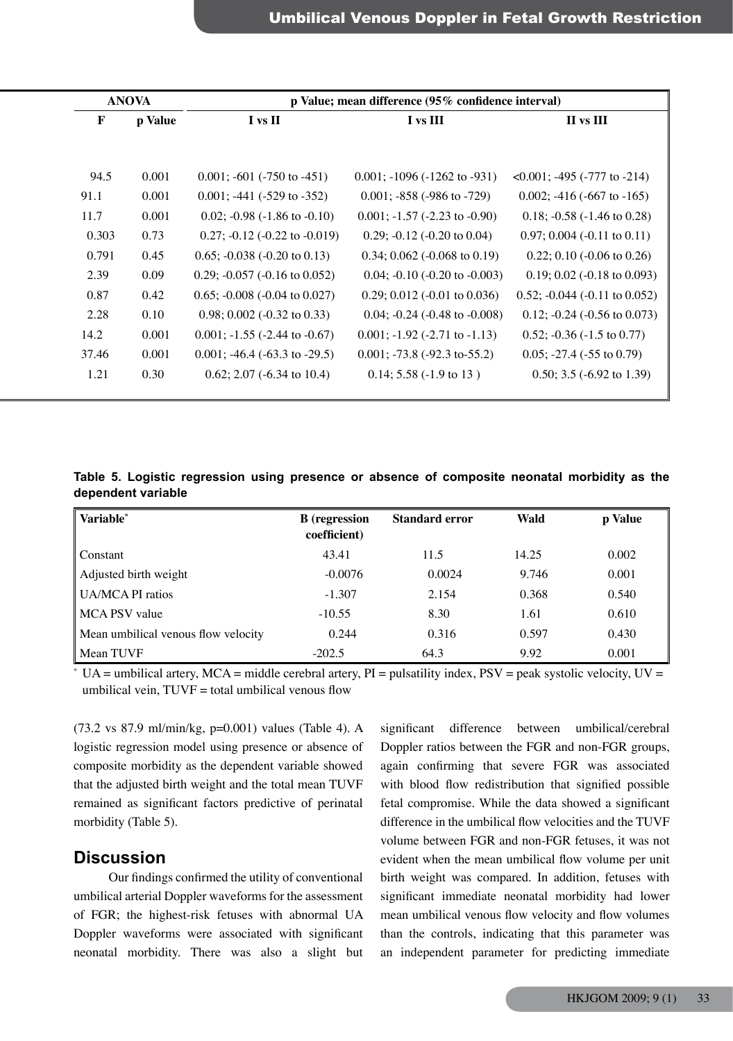| ANOVA | | p Value; mean difference (95% confidence interval) | | |
|---|---|---|---|---|
| F | p Value | I vs II | I vs III | II vs III |
| 94.5 | 0.001 | 0.001; -601 (-750 to -451) | 0.001; -1096 (-1262 to -931) | <0.001; -495 (-777 to -214) |
| 91.1 | 0.001 | 0.001; -441 (-529 to -352) | 0.001; -858 (-986 to -729) | 0.002; -416 (-667 to -165) |
| 11.7 | 0.001 | 0.02; -0.98 (-1.86 to -0.10) | 0.001; -1.57 (-2.23 to -0.90) | 0.18; -0.58 (-1.46 to 0.28) |
| 0.303 | 0.73 | 0.27; -0.12 (-0.22 to -0.019) | 0.29; -0.12 (-0.20 to 0.04) | 0.97; 0.004 (-0.11 to 0.11) |
| 0.791 | 0.45 | 0.65; -0.038 (-0.20 to 0.13) | 0.34; 0.062 (-0.068 to 0.19) | 0.22; 0.10 (-0.06 to 0.26) |
| 2.39 | 0.09 | 0.29; -0.057 (-0.16 to 0.052) | 0.04; -0.10 (-0.20 to -0.003) | 0.19; 0.02 (-0.18 to 0.093) |
| 0.87 | 0.42 | 0.65; -0.008 (-0.04 to 0.027) | 0.29; 0.012 (-0.01 to 0.036) | 0.52; -0.044 (-0.11 to 0.052) |
| 2.28 | 0.10 | 0.98; 0.002 (-0.32 to 0.33) | 0.04; -0.24 (-0.48 to -0.008) | 0.12; -0.24 (-0.56 to 0.073) |
| 14.2 | 0.001 | 0.001; -1.55 (-2.44 to -0.67) | 0.001; -1.92 (-2.71 to -1.13) | 0.52; -0.36 (-1.5 to 0.77) |
| 37.46 | 0.001 | 0.001; -46.4 (-63.3 to -29.5) | 0.001; -73.8 (-92.3 to-55.2) | 0.05; -27.4 (-55 to 0.79) |
| 1.21 | 0.30 | 0.62; 2.07 (-6.34 to 10.4) | 0.14; 5.58 (-1.9 to 13 ) | 0.50; 3.5 (-6.92 to 1.39) |

**Table 5. Logistic regression using presence or absence of composite neonatal morbidity as the dependent variable**

| Variable* | B (regression coefficient) | Standard error | Wald | p Value |
|---|---|---|---|---|
| Constant | 43.41 | 11.5 | 14.25 | 0.002 |
| Adjusted birth weight | -0.0076 | 0.0024 | 9.746 | 0.001 |
| UA/MCA PI ratios | -1.307 | 2.154 | 0.368 | 0.540 |
| MCA PSV value | -10.55 | 8.30 | 1.61 | 0.610 |
| Mean umbilical venous flow velocity | 0.244 | 0.316 | 0.597 | 0.430 |
| Mean TUVF | -202.5 | 64.3 | 9.92 | 0.001 |

* UA = umbilical artery, MCA = middle cerebral artery, PI = pulsatility index, PSV = peak systolic velocity, UV = umbilical vein, TUVF = total umbilical venous flow

(73.2 vs 87.9 ml/min/kg, p=0.001) values (Table 4). A logistic regression model using presence or absence of composite morbidity as the dependent variable showed that the adjusted birth weight and the total mean TUVF remained as significant factors predictive of perinatal morbidity (Table 5).

## Discussion

Our findings confirmed the utility of conventional umbilical arterial Doppler waveforms for the assessment of FGR; the highest-risk fetuses with abnormal UA Doppler waveforms were associated with significant neonatal morbidity. There was also a slight but significant difference between umbilical/cerebral Doppler ratios between the FGR and non-FGR groups, again confirming that severe FGR was associated with blood flow redistribution that signified possible fetal compromise. While the data showed a significant difference in the umbilical flow velocities and the TUVF volume between FGR and non-FGR fetuses, it was not evident when the mean umbilical flow volume per unit birth weight was compared. In addition, fetuses with significant immediate neonatal morbidity had lower mean umbilical venous flow velocity and flow volumes than the controls, indicating that this parameter was an independent parameter for predicting immediate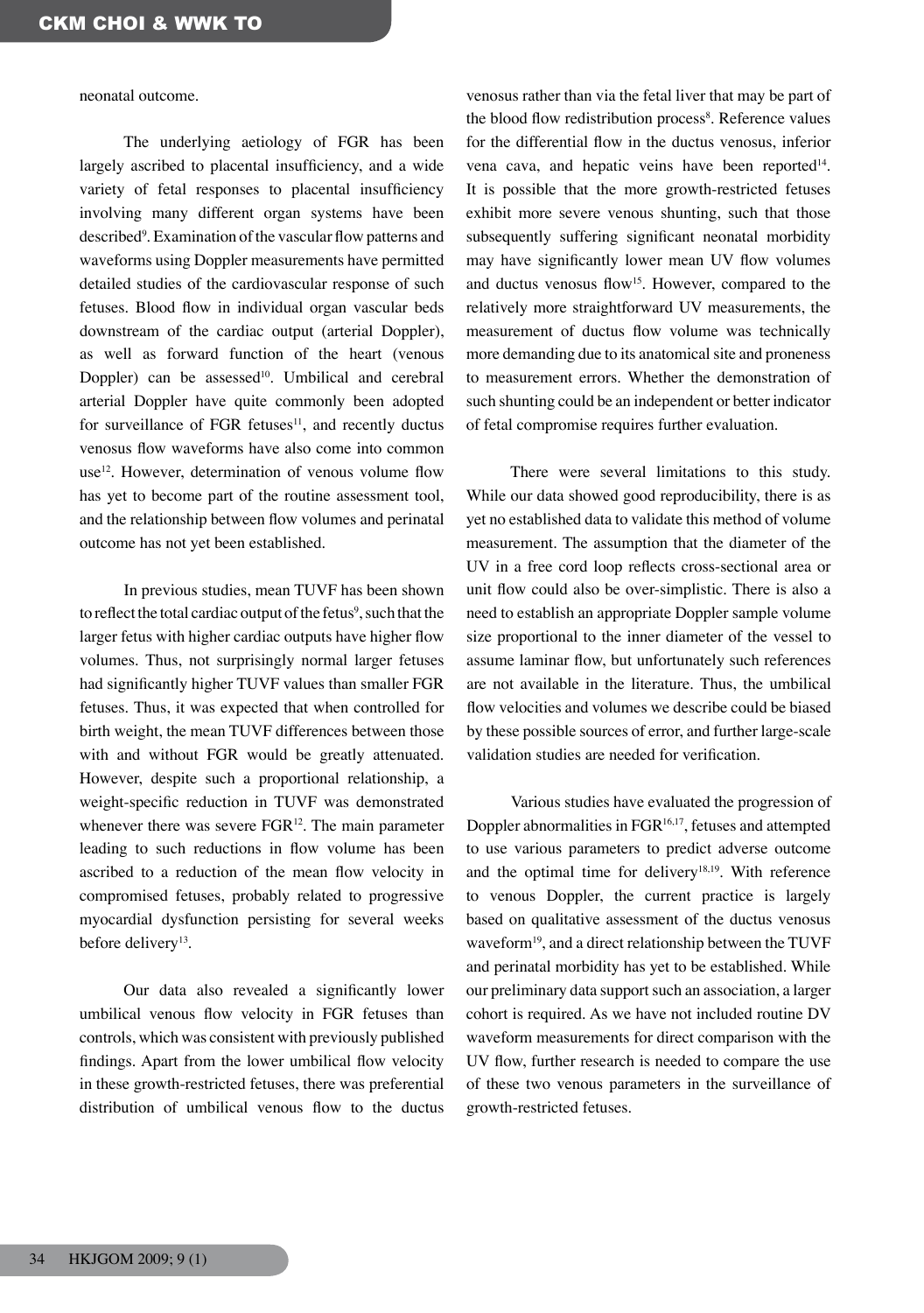neonatal outcome.

The underlying aetiology of FGR has been largely ascribed to placental insufficiency, and a wide variety of fetal responses to placental insufficiency involving many different organ systems have been described[9]. Examination of the vascular flow patterns and waveforms using Doppler measurements have permitted detailed studies of the cardiovascular response of such fetuses. Blood flow in individual organ vascular beds downstream of the cardiac output (arterial Doppler), as well as forward function of the heart (venous Doppler) can be assessed[10]. Umbilical and cerebral arterial Doppler have quite commonly been adopted for surveillance of FGR fetuses[11], and recently ductus venosus flow waveforms have also come into common use[12]. However, determination of venous volume flow has yet to become part of the routine assessment tool, and the relationship between flow volumes and perinatal outcome has not yet been established.

In previous studies, mean TUVF has been shown to reflect the total cardiac output of the fetus[9], such that the larger fetus with higher cardiac outputs have higher flow volumes. Thus, not surprisingly normal larger fetuses had significantly higher TUVF values than smaller FGR fetuses. Thus, it was expected that when controlled for birth weight, the mean TUVF differences between those with and without FGR would be greatly attenuated. However, despite such a proportional relationship, a weight-specific reduction in TUVF was demonstrated whenever there was severe FGR[12]. The main parameter leading to such reductions in flow volume has been ascribed to a reduction of the mean flow velocity in compromised fetuses, probably related to progressive myocardial dysfunction persisting for several weeks before delivery[13].

Our data also revealed a significantly lower umbilical venous flow velocity in FGR fetuses than controls, which was consistent with previously published findings. Apart from the lower umbilical flow velocity in these growth-restricted fetuses, there was preferential distribution of umbilical venous flow to the ductus venosus rather than via the fetal liver that may be part of the blood flow redistribution process[8]. Reference values for the differential flow in the ductus venosus, inferior vena cava, and hepatic veins have been reported[14]. It is possible that the more growth-restricted fetuses exhibit more severe venous shunting, such that those subsequently suffering significant neonatal morbidity may have significantly lower mean UV flow volumes and ductus venosus flow[15]. However, compared to the relatively more straightforward UV measurements, the measurement of ductus flow volume was technically more demanding due to its anatomical site and proneness to measurement errors. Whether the demonstration of such shunting could be an independent or better indicator of fetal compromise requires further evaluation.

There were several limitations to this study. While our data showed good reproducibility, there is as yet no established data to validate this method of volume measurement. The assumption that the diameter of the UV in a free cord loop reflects cross-sectional area or unit flow could also be over-simplistic. There is also a need to establish an appropriate Doppler sample volume size proportional to the inner diameter of the vessel to assume laminar flow, but unfortunately such references are not available in the literature. Thus, the umbilical flow velocities and volumes we describe could be biased by these possible sources of error, and further large-scale validation studies are needed for verification.

Various studies have evaluated the progression of Doppler abnormalities in FGR[16,17], fetuses and attempted to use various parameters to predict adverse outcome and the optimal time for delivery[18,19]. With reference to venous Doppler, the current practice is largely based on qualitative assessment of the ductus venosus waveform[19], and a direct relationship between the TUVF and perinatal morbidity has yet to be established. While our preliminary data support such an association, a larger cohort is required. As we have not included routine DV waveform measurements for direct comparison with the UV flow, further research is needed to compare the use of these two venous parameters in the surveillance of growth-restricted fetuses.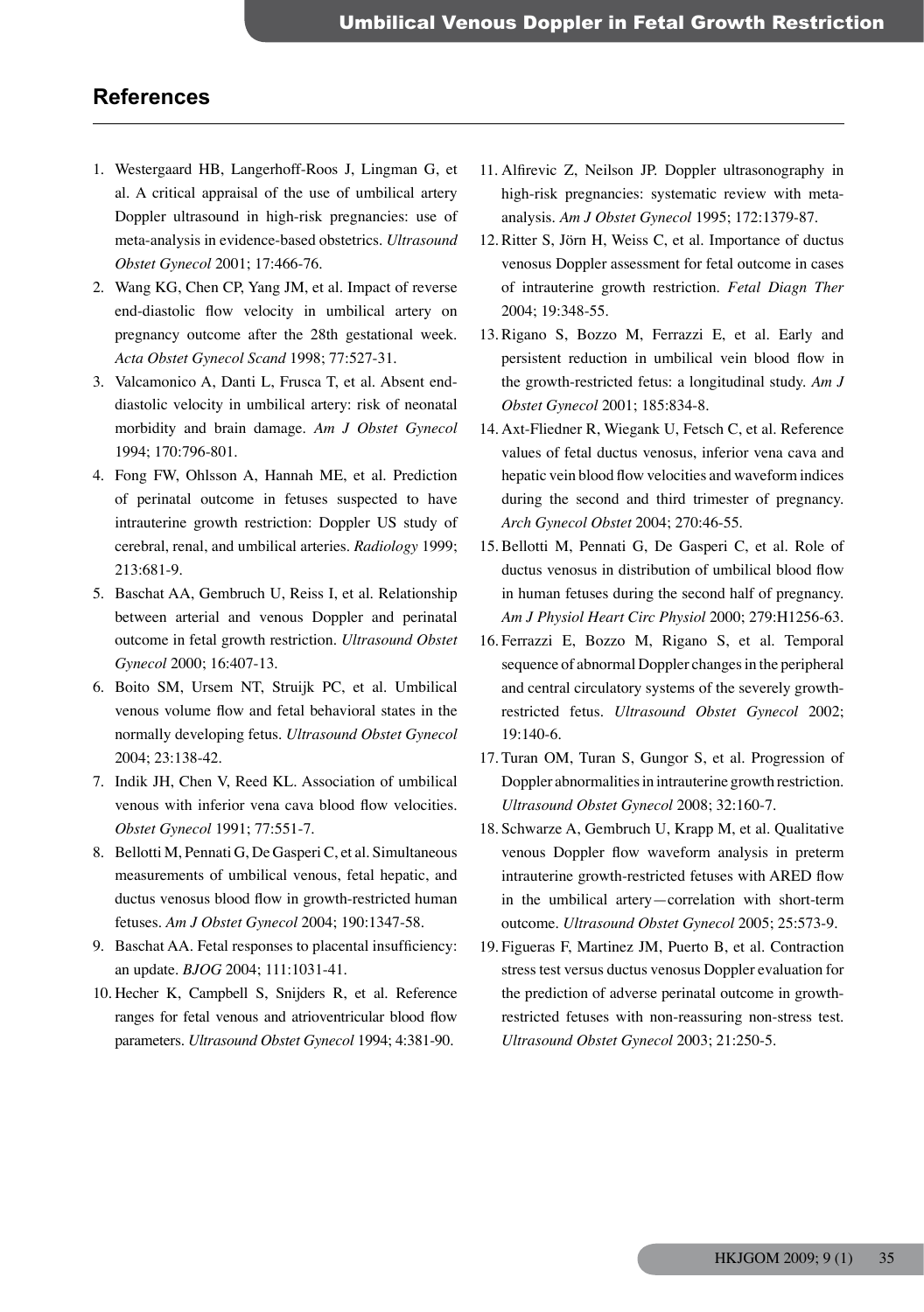## References

1. Westergaard HB, Langerhoff-Roos J, Lingman G, et al. A critical appraisal of the use of umbilical artery Doppler ultrasound in high-risk pregnancies: use of meta-analysis in evidence-based obstetrics. *Ultrasound Obstet Gynecol* 2001; 17:466-76.
2. Wang KG, Chen CP, Yang JM, et al. Impact of reverse end-diastolic flow velocity in umbilical artery on pregnancy outcome after the 28th gestational week. *Acta Obstet Gynecol Scand* 1998; 77:527-31.
3. Valcamonico A, Danti L, Frusca T, et al. Absent end-diastolic velocity in umbilical artery: risk of neonatal morbidity and brain damage. *Am J Obstet Gynecol* 1994; 170:796-801.
4. Fong FW, Ohlsson A, Hannah ME, et al. Prediction of perinatal outcome in fetuses suspected to have intrauterine growth restriction: Doppler US study of cerebral, renal, and umbilical arteries. *Radiology* 1999; 213:681-9.
5. Baschat AA, Gembruch U, Reiss I, et al. Relationship between arterial and venous Doppler and perinatal outcome in fetal growth restriction. *Ultrasound Obstet Gynecol* 2000; 16:407-13.
6. Boito SM, Ursem NT, Struijk PC, et al. Umbilical venous volume flow and fetal behavioral states in the normally developing fetus. *Ultrasound Obstet Gynecol* 2004; 23:138-42.
7. Indik JH, Chen V, Reed KL. Association of umbilical venous with inferior vena cava blood flow velocities. *Obstet Gynecol* 1991; 77:551-7.
8. Bellotti M, Pennati G, De Gasperi C, et al. Simultaneous measurements of umbilical venous, fetal hepatic, and ductus venosus blood flow in growth-restricted human fetuses. *Am J Obstet Gynecol* 2004; 190:1347-58.
9. Baschat AA. Fetal responses to placental insufficiency: an update. *BJOG* 2004; 111:1031-41.
10. Hecher K, Campbell S, Snijders R, et al. Reference ranges for fetal venous and atrioventricular blood flow parameters. *Ultrasound Obstet Gynecol* 1994; 4:381-90.
11. Alfirevic Z, Neilson JP. Doppler ultrasonography in high-risk pregnancies: systematic review with meta-analysis. *Am J Obstet Gynecol* 1995; 172:1379-87.
12. Ritter S, Jörn H, Weiss C, et al. Importance of ductus venosus Doppler assessment for fetal outcome in cases of intrauterine growth restriction. *Fetal Diagn Ther* 2004; 19:348-55.
13. Rigano S, Bozzo M, Ferrazzi E, et al. Early and persistent reduction in umbilical vein blood flow in the growth-restricted fetus: a longitudinal study. *Am J Obstet Gynecol* 2001; 185:834-8.
14. Axt-Fliedner R, Wiegank U, Fetsch C, et al. Reference values of fetal ductus venosus, inferior vena cava and hepatic vein blood flow velocities and waveform indices during the second and third trimester of pregnancy. *Arch Gynecol Obstet* 2004; 270:46-55.
15. Bellotti M, Pennati G, De Gasperi C, et al. Role of ductus venosus in distribution of umbilical blood flow in human fetuses during the second half of pregnancy. *Am J Physiol Heart Circ Physiol* 2000; 279:H1256-63.
16. Ferrazzi E, Bozzo M, Rigano S, et al. Temporal sequence of abnormal Doppler changes in the peripheral and central circulatory systems of the severely growth-restricted fetus. *Ultrasound Obstet Gynecol* 2002; 19:140-6.
17. Turan OM, Turan S, Gungor S, et al. Progression of Doppler abnormalities in intrauterine growth restriction. *Ultrasound Obstet Gynecol* 2008; 32:160-7.
18. Schwarze A, Gembruch U, Krapp M, et al. Qualitative venous Doppler flow waveform analysis in preterm intrauterine growth-restricted fetuses with ARED flow in the umbilical artery—correlation with short-term outcome. *Ultrasound Obstet Gynecol* 2005; 25:573-9.
19. Figueras F, Martinez JM, Puerto B, et al. Contraction stress test versus ductus venosus Doppler evaluation for the prediction of adverse perinatal outcome in growth-restricted fetuses with non-reassuring non-stress test. *Ultrasound Obstet Gynecol* 2003; 21:250-5.